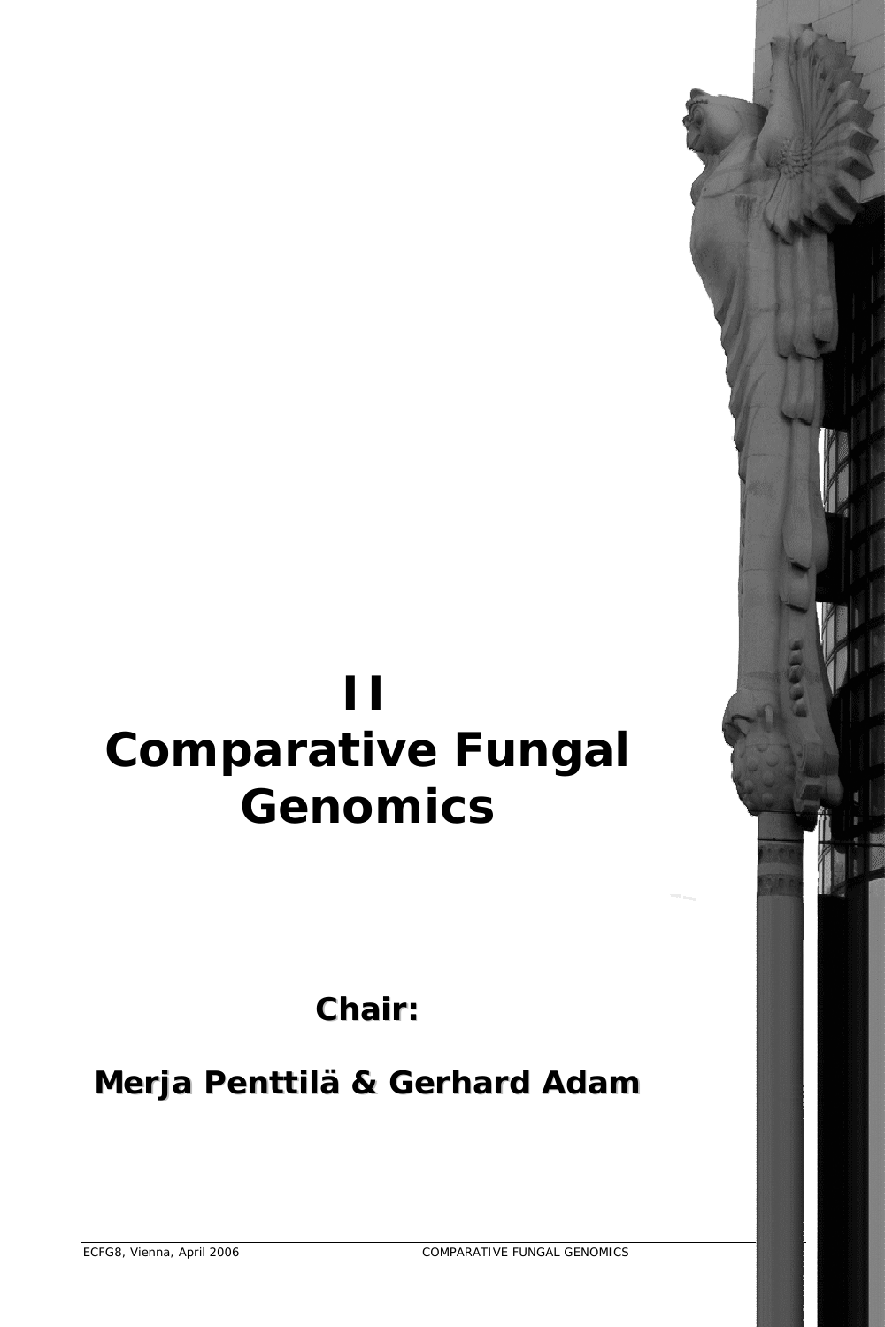# II
# Comparative Fungal Genomics

**Chair:**

**Merja Penttilä & Gerhard Adam**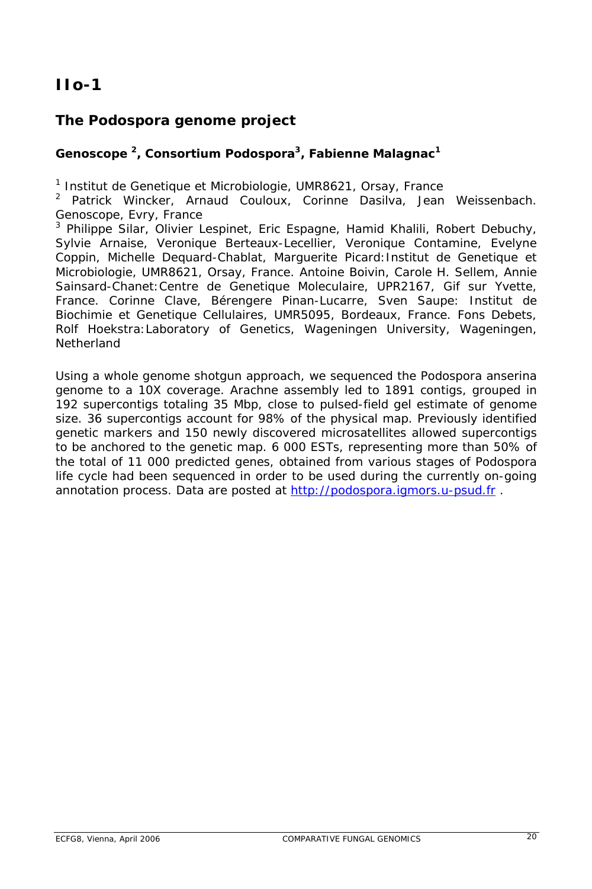# IIo-1

## The Podospora genome project

**Genoscope [2], Consortium Podospora[3], Fabienne Malagnac[1]**

[1] Institut de Genetique et Microbiologie, UMR8621, Orsay, France

[2] Patrick Wincker, Arnaud Couloux, Corinne Dasilva, Jean Weissenbach. Genoscope, Evry, France

[3] Philippe Silar, Olivier Lespinet, Eric Espagne, Hamid Khalili, Robert Debuchy, Sylvie Arnaise, Veronique Berteaux-Lecellier, Veronique Contamine, Evelyne Coppin, Michelle Dequard-Chablat, Marguerite Picard:Institut de Genetique et Microbiologie, UMR8621, Orsay, France. Antoine Boivin, Carole H. Sellem, Annie Sainsard-Chanet:Centre de Genetique Moleculaire, UPR2167, Gif sur Yvette, France. Corinne Clave, Bérengere Pinan-Lucarre, Sven Saupe: Institut de Biochimie et Genetique Cellulaires, UMR5095, Bordeaux, France. Fons Debets, Rolf Hoekstra:Laboratory of Genetics, Wageningen University, Wageningen, Netherland

Using a whole genome shotgun approach, we sequenced the Podospora anserina genome to a 10X coverage. Arachne assembly led to 1891 contigs, grouped in 192 supercontigs totaling 35 Mbp, close to pulsed-field gel estimate of genome size. 36 supercontigs account for 98% of the physical map. Previously identified genetic markers and 150 newly discovered microsatellites allowed supercontigs to be anchored to the genetic map. 6 000 ESTs, representing more than 50% of the total of 11 000 predicted genes, obtained from various stages of Podospora life cycle had been sequenced in order to be used during the currently on-going annotation process. Data are posted at http://podospora.igmors.u-psud.fr .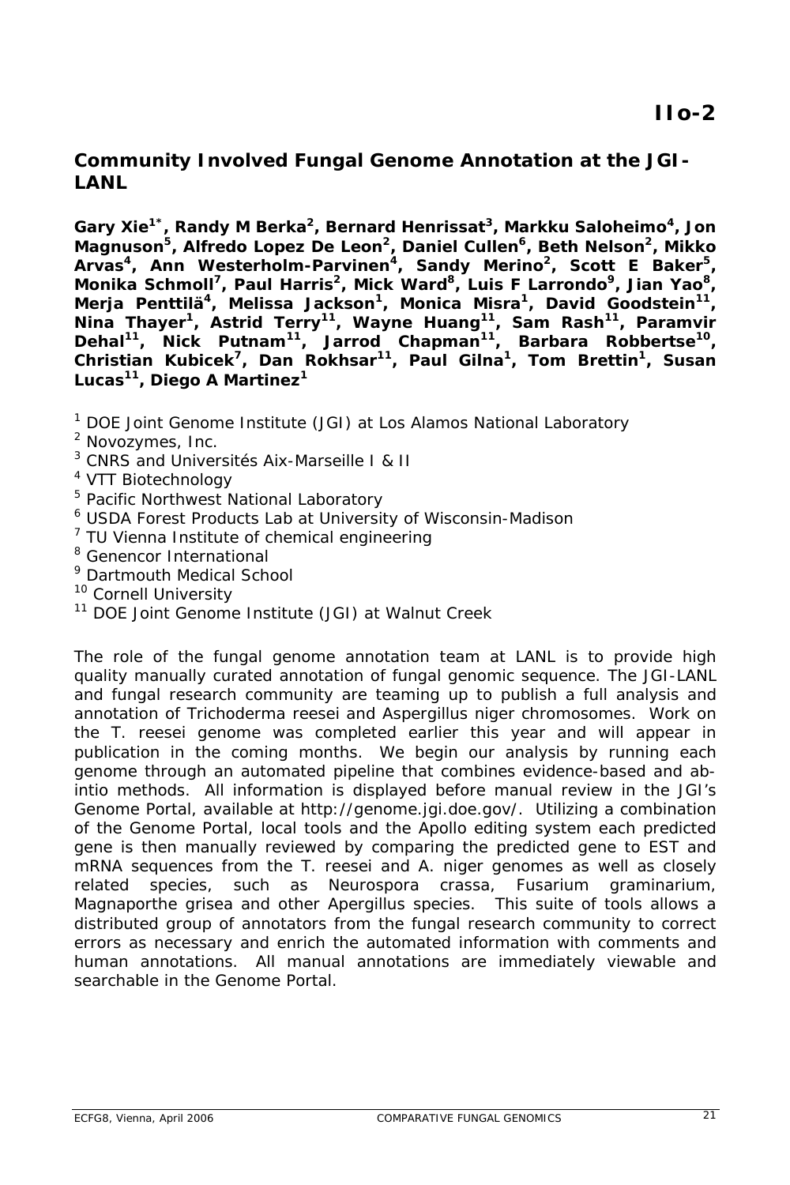IIo-2

## Community Involved Fungal Genome Annotation at the JGI-LANL

**Gary Xie[1*], Randy M Berka[2], Bernard Henrissat[3], Markku Saloheimo[4], Jon Magnuson[5], Alfredo Lopez De Leon[2], Daniel Cullen[6], Beth Nelson[2], Mikko Arvas[4], Ann Westerholm-Parvinen[4], Sandy Merino[2], Scott E Baker[5], Monika Schmoll[7], Paul Harris[2], Mick Ward[8], Luis F Larrondo[9], Jian Yao[8], Merja Penttilä[4], Melissa Jackson[1], Monica Misra[1], David Goodstein[11], Nina Thayer[1], Astrid Terry[11], Wayne Huang[11], Sam Rash[11], Paramvir Dehal[11], Nick Putnam[11], Jarrod Chapman[11], Barbara Robbertse[10], Christian Kubicek[7], Dan Rokhsar[11], Paul Gilna[1], Tom Brettin[1], Susan Lucas[11], Diego A Martinez[1]**

[1] DOE Joint Genome Institute (JGI) at Los Alamos National Laboratory
[2] Novozymes, Inc.
[3] CNRS and Universités Aix-Marseille I & II
[4] VTT Biotechnology
[5] Pacific Northwest National Laboratory
[6] USDA Forest Products Lab at University of Wisconsin-Madison
[7] TU Vienna Institute of chemical engineering
[8] Genencor International
[9] Dartmouth Medical School
[10] Cornell University
[11] DOE Joint Genome Institute (JGI) at Walnut Creek

The role of the fungal genome annotation team at LANL is to provide high quality manually curated annotation of fungal genomic sequence. The JGI-LANL and fungal research community are teaming up to publish a full analysis and annotation of Trichoderma reesei and Aspergillus niger chromosomes. Work on the T. reesei genome was completed earlier this year and will appear in publication in the coming months. We begin our analysis by running each genome through an automated pipeline that combines evidence-based and ab-intio methods. All information is displayed before manual review in the JGI's Genome Portal, available at http://genome.jgi.doe.gov/. Utilizing a combination of the Genome Portal, local tools and the Apollo editing system each predicted gene is then manually reviewed by comparing the predicted gene to EST and mRNA sequences from the T. reesei and A. niger genomes as well as closely related species, such as Neurospora crassa, Fusarium graminarium, Magnaporthe grisea and other Apergillus species. This suite of tools allows a distributed group of annotators from the fungal research community to correct errors as necessary and enrich the automated information with comments and human annotations. All manual annotations are immediately viewable and searchable in the Genome Portal.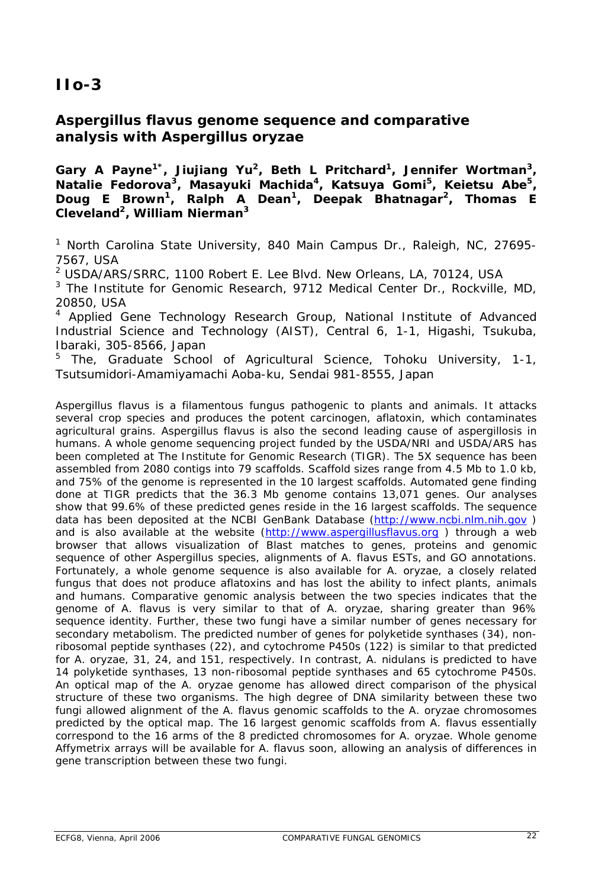# IIo-3

## Aspergillus flavus genome sequence and comparative analysis with Aspergillus oryzae

**Gary A Payne[1*], Jiujiang Yu[2], Beth L Pritchard[1], Jennifer Wortman[3], Natalie Fedorova[3], Masayuki Machida[4], Katsuya Gomi[5], Keietsu Abe[5], Doug E Brown[1], Ralph A Dean[1], Deepak Bhatnagar[2], Thomas E Cleveland[2], William Nierman[3]**

[1] North Carolina State University, 840 Main Campus Dr., Raleigh, NC, 27695-7567, USA

[2] USDA/ARS/SRRC, 1100 Robert E. Lee Blvd. New Orleans, LA, 70124, USA

[3] The Institute for Genomic Research, 9712 Medical Center Dr., Rockville, MD, 20850, USA

[4] Applied Gene Technology Research Group, National Institute of Advanced Industrial Science and Technology (AIST), Central 6, 1-1, Higashi, Tsukuba, Ibaraki, 305-8566, Japan

[5] The, Graduate School of Agricultural Science, Tohoku University, 1-1, Tsutsumidori-Amamiyamachi Aoba-ku, Sendai 981-8555, Japan

Aspergillus flavus is a filamentous fungus pathogenic to plants and animals. It attacks several crop species and produces the potent carcinogen, aflatoxin, which contaminates agricultural grains. Aspergillus flavus is also the second leading cause of aspergillosis in humans. A whole genome sequencing project funded by the USDA/NRI and USDA/ARS has been completed at The Institute for Genomic Research (TIGR). The 5X sequence has been assembled from 2080 contigs into 79 scaffolds. Scaffold sizes range from 4.5 Mb to 1.0 kb, and 75% of the genome is represented in the 10 largest scaffolds. Automated gene finding done at TIGR predicts that the 36.3 Mb genome contains 13,071 genes. Our analyses show that 99.6% of these predicted genes reside in the 16 largest scaffolds. The sequence data has been deposited at the NCBI GenBank Database (http://www.ncbi.nlm.nih.gov ) and is also available at the website (http://www.aspergillusflavus.org ) through a web browser that allows visualization of Blast matches to genes, proteins and genomic sequence of other Aspergillus species, alignments of A. flavus ESTs, and GO annotations. Fortunately, a whole genome sequence is also available for A. oryzae, a closely related fungus that does not produce aflatoxins and has lost the ability to infect plants, animals and humans. Comparative genomic analysis between the two species indicates that the genome of A. flavus is very similar to that of A. oryzae, sharing greater than 96% sequence identity. Further, these two fungi have a similar number of genes necessary for secondary metabolism. The predicted number of genes for polyketide synthases (34), non-ribosomal peptide synthases (22), and cytochrome P450s (122) is similar to that predicted for A. oryzae, 31, 24, and 151, respectively. In contrast, A. nidulans is predicted to have 14 polyketide synthases, 13 non-ribosomal peptide synthases and 65 cytochrome P450s. An optical map of the A. oryzae genome has allowed direct comparison of the physical structure of these two organisms. The high degree of DNA similarity between these two fungi allowed alignment of the A. flavus genomic scaffolds to the A. oryzae chromosomes predicted by the optical map. The 16 largest genomic scaffolds from A. flavus essentially correspond to the 16 arms of the 8 predicted chromosomes for A. oryzae. Whole genome Affymetrix arrays will be available for A. flavus soon, allowing an analysis of differences in gene transcription between these two fungi.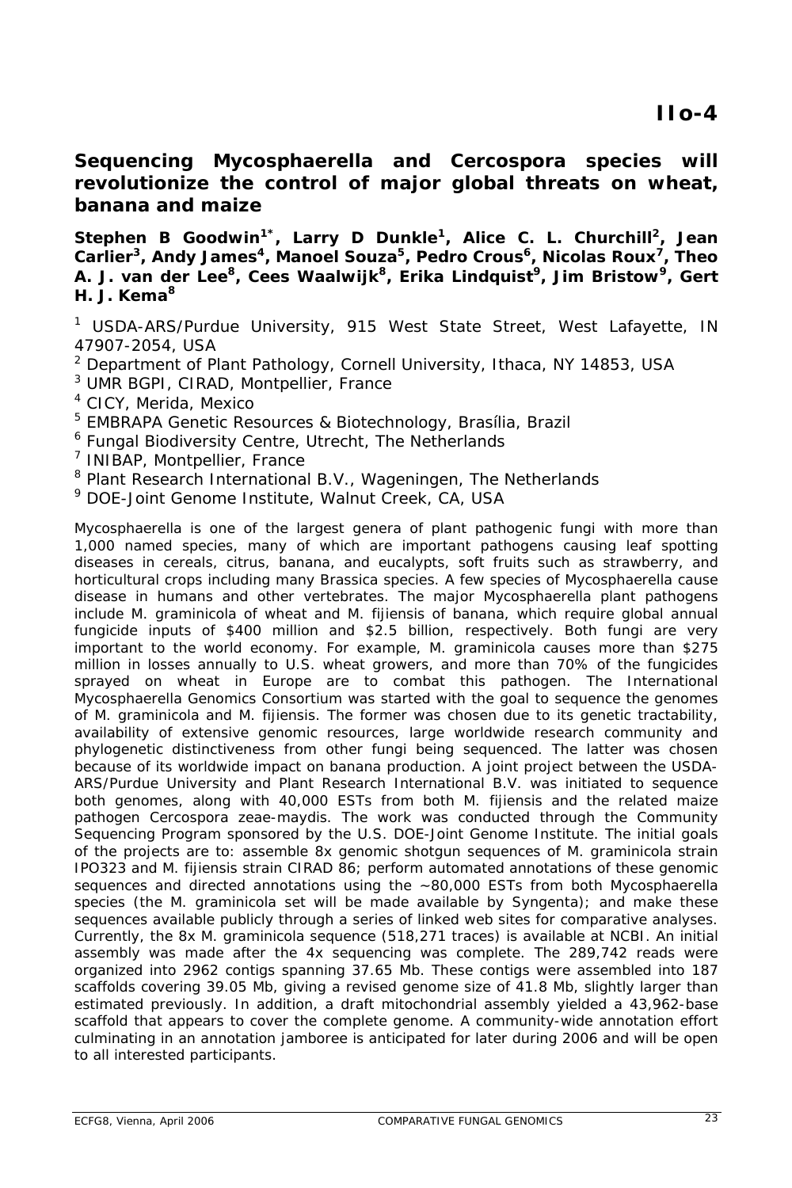# IIo-4

## Sequencing Mycosphaerella and Cercospora species will revolutionize the control of major global threats on wheat, banana and maize

**Stephen B Goodwin[1*], Larry D Dunkle[1], Alice C. L. Churchill[2], Jean Carlier[3], Andy James[4], Manoel Souza[5], Pedro Crous[6], Nicolas Roux[7], Theo A. J. van der Lee[8], Cees Waalwijk[8], Erika Lindquist[9], Jim Bristow[9], Gert H. J. Kema[8]**

[1] USDA-ARS/Purdue University, 915 West State Street, West Lafayette, IN 47907-2054, USA
[2] Department of Plant Pathology, Cornell University, Ithaca, NY 14853, USA
[3] UMR BGPI, CIRAD, Montpellier, France
[4] CICY, Merida, Mexico
[5] EMBRAPA Genetic Resources & Biotechnology, Brasília, Brazil
[6] Fungal Biodiversity Centre, Utrecht, The Netherlands
[7] INIBAP, Montpellier, France
[8] Plant Research International B.V., Wageningen, The Netherlands
[9] DOE-Joint Genome Institute, Walnut Creek, CA, USA

Mycosphaerella is one of the largest genera of plant pathogenic fungi with more than 1,000 named species, many of which are important pathogens causing leaf spotting diseases in cereals, citrus, banana, and eucalypts, soft fruits such as strawberry, and horticultural crops including many Brassica species. A few species of Mycosphaerella cause disease in humans and other vertebrates. The major Mycosphaerella plant pathogens include M. graminicola of wheat and M. fijiensis of banana, which require global annual fungicide inputs of $400 million and $2.5 billion, respectively. Both fungi are very important to the world economy. For example, M. graminicola causes more than $275 million in losses annually to U.S. wheat growers, and more than 70% of the fungicides sprayed on wheat in Europe are to combat this pathogen. The International Mycosphaerella Genomics Consortium was started with the goal to sequence the genomes of M. graminicola and M. fijiensis. The former was chosen due to its genetic tractability, availability of extensive genomic resources, large worldwide research community and phylogenetic distinctiveness from other fungi being sequenced. The latter was chosen because of its worldwide impact on banana production. A joint project between the USDA-ARS/Purdue University and Plant Research International B.V. was initiated to sequence both genomes, along with 40,000 ESTs from both M. fijiensis and the related maize pathogen Cercospora zeae-maydis. The work was conducted through the Community Sequencing Program sponsored by the U.S. DOE-Joint Genome Institute. The initial goals of the projects are to: assemble 8x genomic shotgun sequences of M. graminicola strain IPO323 and M. fijiensis strain CIRAD 86; perform automated annotations of these genomic sequences and directed annotations using the ~80,000 ESTs from both Mycosphaerella species (the M. graminicola set will be made available by Syngenta); and make these sequences available publicly through a series of linked web sites for comparative analyses. Currently, the 8x M. graminicola sequence (518,271 traces) is available at NCBI. An initial assembly was made after the 4x sequencing was complete. The 289,742 reads were organized into 2962 contigs spanning 37.65 Mb. These contigs were assembled into 187 scaffolds covering 39.05 Mb, giving a revised genome size of 41.8 Mb, slightly larger than estimated previously. In addition, a draft mitochondrial assembly yielded a 43,962-base scaffold that appears to cover the complete genome. A community-wide annotation effort culminating in an annotation jamboree is anticipated for later during 2006 and will be open to all interested participants.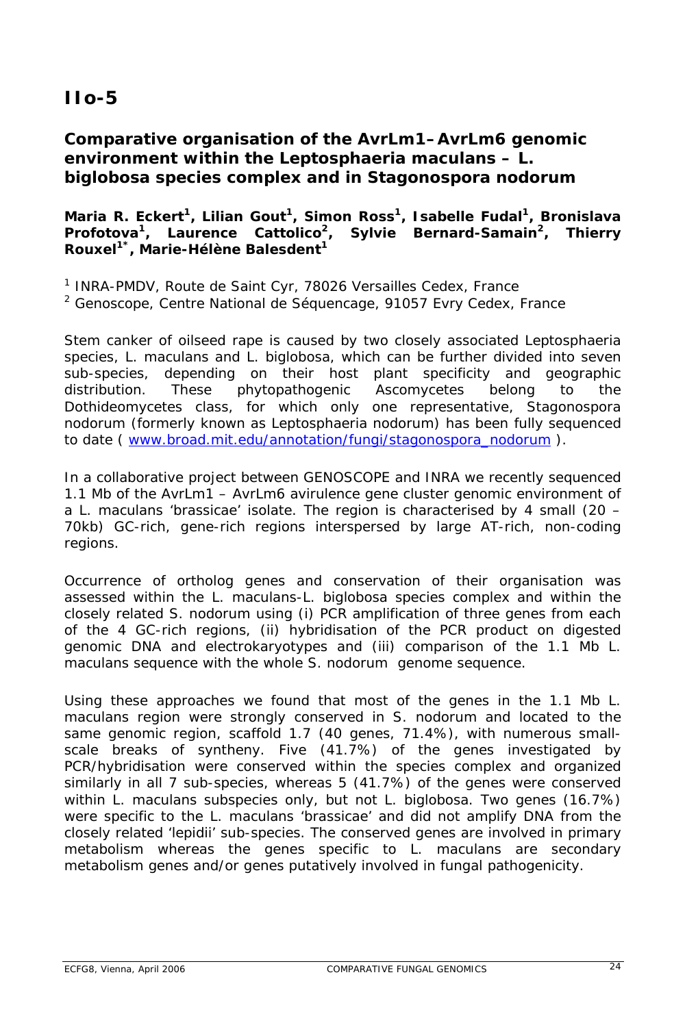# IIo-5

## Comparative organisation of the AvrLm1–AvrLm6 genomic environment within the Leptosphaeria maculans – L. biglobosa species complex and in Stagonospora nodorum

**Maria R. Eckert[1], Lilian Gout[1], Simon Ross[1], Isabelle Fudal[1], Bronislava Profotova[1], Laurence Cattolico[2], Sylvie Bernard-Samain[2], Thierry Rouxel[1*], Marie-Hélène Balesdent[1]**

[1] INRA-PMDV, Route de Saint Cyr, 78026 Versailles Cedex, France
[2] Genoscope, Centre National de Séquencage, 91057 Evry Cedex, France

Stem canker of oilseed rape is caused by two closely associated Leptosphaeria species, L. maculans and L. biglobosa, which can be further divided into seven sub-species, depending on their host plant specificity and geographic distribution. These phytopathogenic Ascomycetes belong to the Dothideomycetes class, for which only one representative, Stagonospora nodorum (formerly known as Leptosphaeria nodorum) has been fully sequenced to date ( www.broad.mit.edu/annotation/fungi/stagonospora_nodorum ).

In a collaborative project between GENOSCOPE and INRA we recently sequenced 1.1 Mb of the AvrLm1 – AvrLm6 avirulence gene cluster genomic environment of a L. maculans 'brassicae' isolate. The region is characterised by 4 small (20 – 70kb) GC-rich, gene-rich regions interspersed by large AT-rich, non-coding regions.

Occurrence of ortholog genes and conservation of their organisation was assessed within the L. maculans-L. biglobosa species complex and within the closely related S. nodorum using (i) PCR amplification of three genes from each of the 4 GC-rich regions, (ii) hybridisation of the PCR product on digested genomic DNA and electrokaryotypes and (iii) comparison of the 1.1 Mb L. maculans sequence with the whole S. nodorum genome sequence.

Using these approaches we found that most of the genes in the 1.1 Mb L. maculans region were strongly conserved in S. nodorum and located to the same genomic region, scaffold 1.7 (40 genes, 71.4%), with numerous small-scale breaks of syntheny. Five (41.7%) of the genes investigated by PCR/hybridisation were conserved within the species complex and organized similarly in all 7 sub-species, whereas 5 (41.7%) of the genes were conserved within L. maculans subspecies only, but not L. biglobosa. Two genes (16.7%) were specific to the L. maculans 'brassicae' and did not amplify DNA from the closely related 'lepidii' sub-species. The conserved genes are involved in primary metabolism whereas the genes specific to L. maculans are secondary metabolism genes and/or genes putatively involved in fungal pathogenicity.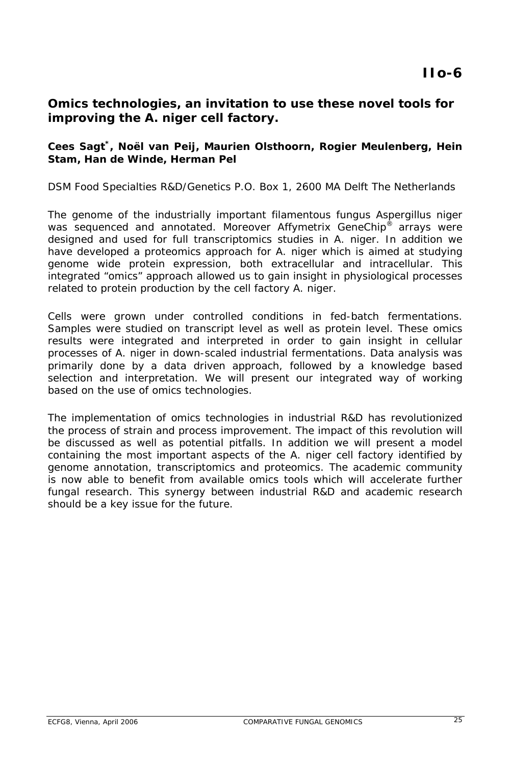**IIo-6**

## Omics technologies, an invitation to use these novel tools for improving the A. niger cell factory.

**Cees Sagt*, Noël van Peij, Maurien Olsthoorn, Rogier Meulenberg, Hein Stam, Han de Winde, Herman Pel**

DSM Food Specialties R&D/Genetics P.O. Box 1, 2600 MA Delft The Netherlands

The genome of the industrially important filamentous fungus Aspergillus niger was sequenced and annotated. Moreover Affymetrix GeneChip® arrays were designed and used for full transcriptomics studies in A. niger. In addition we have developed a proteomics approach for A. niger which is aimed at studying genome wide protein expression, both extracellular and intracellular. This integrated "omics" approach allowed us to gain insight in physiological processes related to protein production by the cell factory A. niger.

Cells were grown under controlled conditions in fed-batch fermentations. Samples were studied on transcript level as well as protein level. These omics results were integrated and interpreted in order to gain insight in cellular processes of A. niger in down-scaled industrial fermentations. Data analysis was primarily done by a data driven approach, followed by a knowledge based selection and interpretation. We will present our integrated way of working based on the use of omics technologies.

The implementation of omics technologies in industrial R&D has revolutionized the process of strain and process improvement. The impact of this revolution will be discussed as well as potential pitfalls. In addition we will present a model containing the most important aspects of the A. niger cell factory identified by genome annotation, transcriptomics and proteomics. The academic community is now able to benefit from available omics tools which will accelerate further fungal research. This synergy between industrial R&D and academic research should be a key issue for the future.